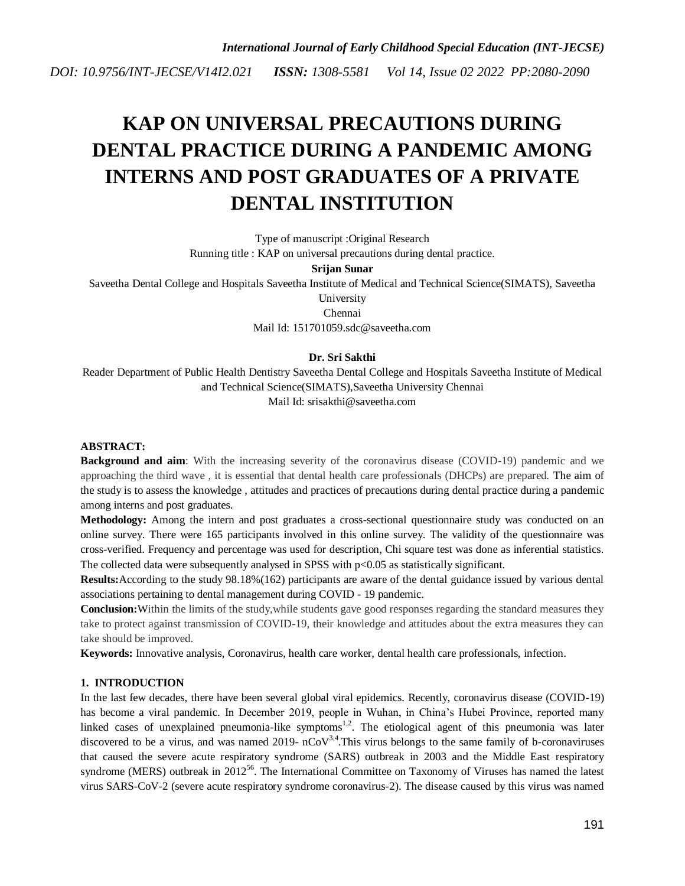# KAP ON UNIVERSAL PRECAUTIONS DURING DENTAL PRACTICE DURING A PANDEMIC AMONG INTERNS AND POST GRADUATES OF A PRIVATE DENTAL INSTITUTION

Type of manuscript :Original Research

Running title : KAP on universal precautions during dental practice.

**Srijan Sunar**

Saveetha Dental College and Hospitals Saveetha Institute of Medical and Technical Science(SIMATS), Saveetha University

Chennai

Mail Id: 151701059.sdc@saveetha.com

**Dr. Sri Sakthi**

Reader Department of Public Health Dentistry Saveetha Dental College and Hospitals Saveetha Institute of Medical and Technical Science(SIMATS),Saveetha University Chennai

Mail Id: srisakthi@saveetha.com

**ABSTRACT:**

**Background and aim**: With the increasing severity of the coronavirus disease (COVID-19) pandemic and we approaching the third wave , it is essential that dental health care professionals (DHCPs) are prepared. The aim of the study is to assess the knowledge , attitudes and practices of precautions during dental practice during a pandemic among interns and post graduates.

**Methodology:** Among the intern and post graduates a cross-sectional questionnaire study was conducted on an online survey. There were 165 participants involved in this online survey. The validity of the questionnaire was cross-verified. Frequency and percentage was used for description, Chi square test was done as inferential statistics. The collected data were subsequently analysed in SPSS with $p<0.05$ as statistically significant.

**Results:**According to the study 98.18%(162) participants are aware of the dental guidance issued by various dental associations pertaining to dental management during COVID - 19 pandemic.

**Conclusion:**Within the limits of the study,while students gave good responses regarding the standard measures they take to protect against transmission of COVID-19, their knowledge and attitudes about the extra measures they can take should be improved.

**Keywords:** Innovative analysis, Coronavirus, health care worker, dental health care professionals, infection.

## 1. INTRODUCTION

In the last few decades, there have been several global viral epidemics. Recently, coronavirus disease (COVID-19) has become a viral pandemic. In December 2019, people in Wuhan, in China's Hubei Province, reported many linked cases of unexplained pneumonia-like symptoms[1,2]. The etiological agent of this pneumonia was later discovered to be a virus, and was named 2019- nCoV[3,4].This virus belongs to the same family of b-coronaviruses that caused the severe acute respiratory syndrome (SARS) outbreak in 2003 and the Middle East respiratory syndrome (MERS) outbreak in 2012[5,6]. The International Committee on Taxonomy of Viruses has named the latest virus SARS-CoV-2 (severe acute respiratory syndrome coronavirus-2). The disease caused by this virus was named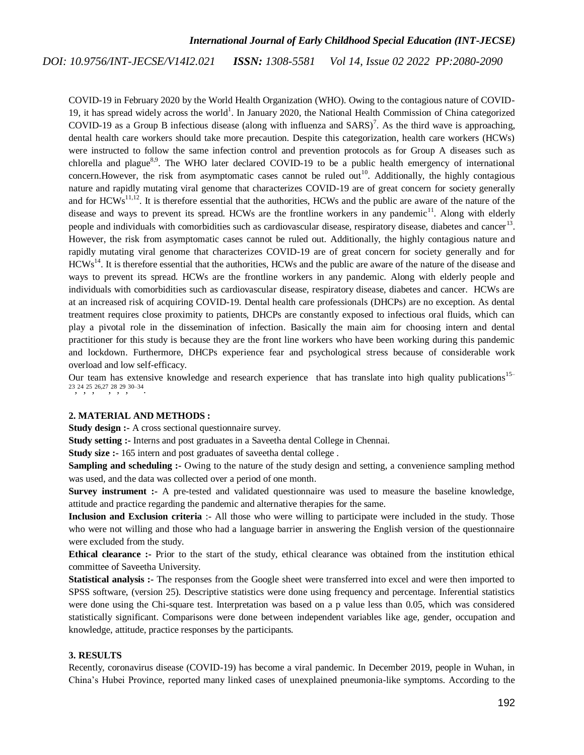COVID-19 in February 2020 by the World Health Organization (WHO). Owing to the contagious nature of COVID-19, it has spread widely across the world[1]. In January 2020, the National Health Commission of China categorized COVID-19 as a Group B infectious disease (along with influenza and SARS)[7]. As the third wave is approaching, dental health care workers should take more precaution. Despite this categorization, health care workers (HCWs) were instructed to follow the same infection control and prevention protocols as for Group A diseases such as chlorella and plague[8,9]. The WHO later declared COVID-19 to be a public health emergency of international concern.However, the risk from asymptomatic cases cannot be ruled out[10]. Additionally, the highly contagious nature and rapidly mutating viral genome that characterizes COVID-19 are of great concern for society generally and for HCWs[11,12]. It is therefore essential that the authorities, HCWs and the public are aware of the nature of the disease and ways to prevent its spread. HCWs are the frontline workers in any pandemic[11]. Along with elderly people and individuals with comorbidities such as cardiovascular disease, respiratory disease, diabetes and cancer[13]. However, the risk from asymptomatic cases cannot be ruled out. Additionally, the highly contagious nature and rapidly mutating viral genome that characterizes COVID-19 are of great concern for society generally and for HCWs[14]. It is therefore essential that the authorities, HCWs and the public are aware of the nature of the disease and ways to prevent its spread. HCWs are the frontline workers in any pandemic. Along with elderly people and individuals with comorbidities such as cardiovascular disease, respiratory disease, diabetes and cancer. HCWs are at an increased risk of acquiring COVID-19. Dental health care professionals (DHCPs) are no exception. As dental treatment requires close proximity to patients, DHCPs are constantly exposed to infectious oral fluids, which can play a pivotal role in the dissemination of infection. Basically the main aim for choosing intern and dental practitioner for this study is because they are the front line workers who have been working during this pandemic and lockdown. Furthermore, DHCPs experience fear and psychological stress because of considerable work overload and low self-efficacy.

Our team has extensive knowledge and research experience that has translate into high quality publications[15–23, 24, 25, 26,27, 28, 29, 30–34].

## 2. MATERIAL AND METHODS :

**Study design :-** A cross sectional questionnaire survey.

**Study setting :-** Interns and post graduates in a Saveetha dental College in Chennai.

**Study size :-** 165 intern and post graduates of saveetha dental college .

**Sampling and scheduling :-** Owing to the nature of the study design and setting, a convenience sampling method was used, and the data was collected over a period of one month.

**Survey instrument :-** A pre-tested and validated questionnaire was used to measure the baseline knowledge, attitude and practice regarding the pandemic and alternative therapies for the same.

**Inclusion and Exclusion criteria** :- All those who were willing to participate were included in the study. Those who were not willing and those who had a language barrier in answering the English version of the questionnaire were excluded from the study.

**Ethical clearance :-** Prior to the start of the study, ethical clearance was obtained from the institution ethical committee of Saveetha University.

**Statistical analysis :-** The responses from the Google sheet were transferred into excel and were then imported to SPSS software, (version 25). Descriptive statistics were done using frequency and percentage. Inferential statistics were done using the Chi-square test. Interpretation was based on a p value less than 0.05, which was considered statistically significant. Comparisons were done between independent variables like age, gender, occupation and knowledge, attitude, practice responses by the participants.

## 3. RESULTS

Recently, coronavirus disease (COVID-19) has become a viral pandemic. In December 2019, people in Wuhan, in China's Hubei Province, reported many linked cases of unexplained pneumonia-like symptoms. According to the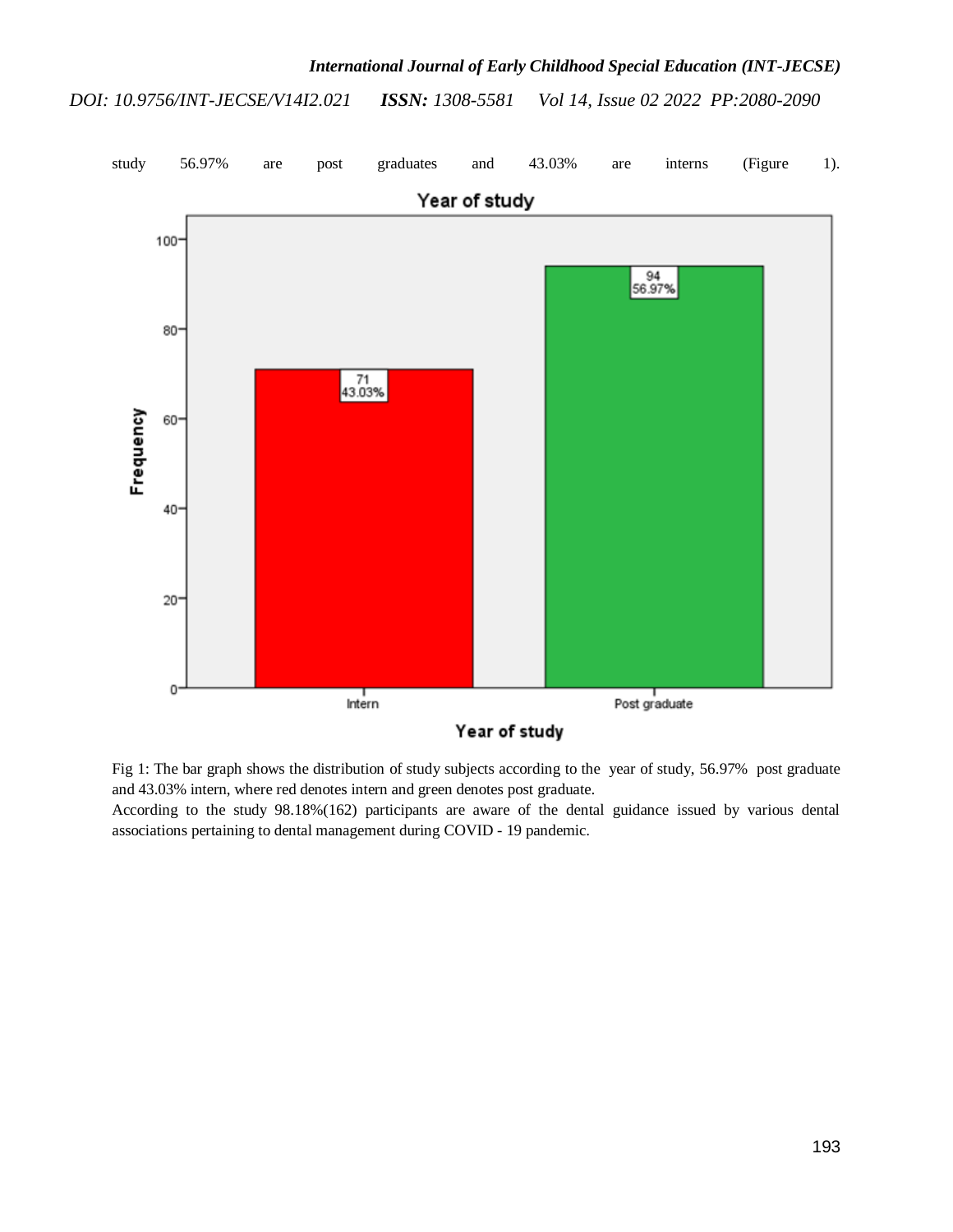study 56.97% are post graduates and 43.03% are interns (Figure 1).

Fig 1: The bar graph shows the distribution of study subjects according to the year of study, 56.97% post graduate and 43.03% intern, where red denotes intern and green denotes post graduate.

According to the study 98.18%(162) participants are aware of the dental guidance issued by various dental associations pertaining to dental management during COVID - 19 pandemic.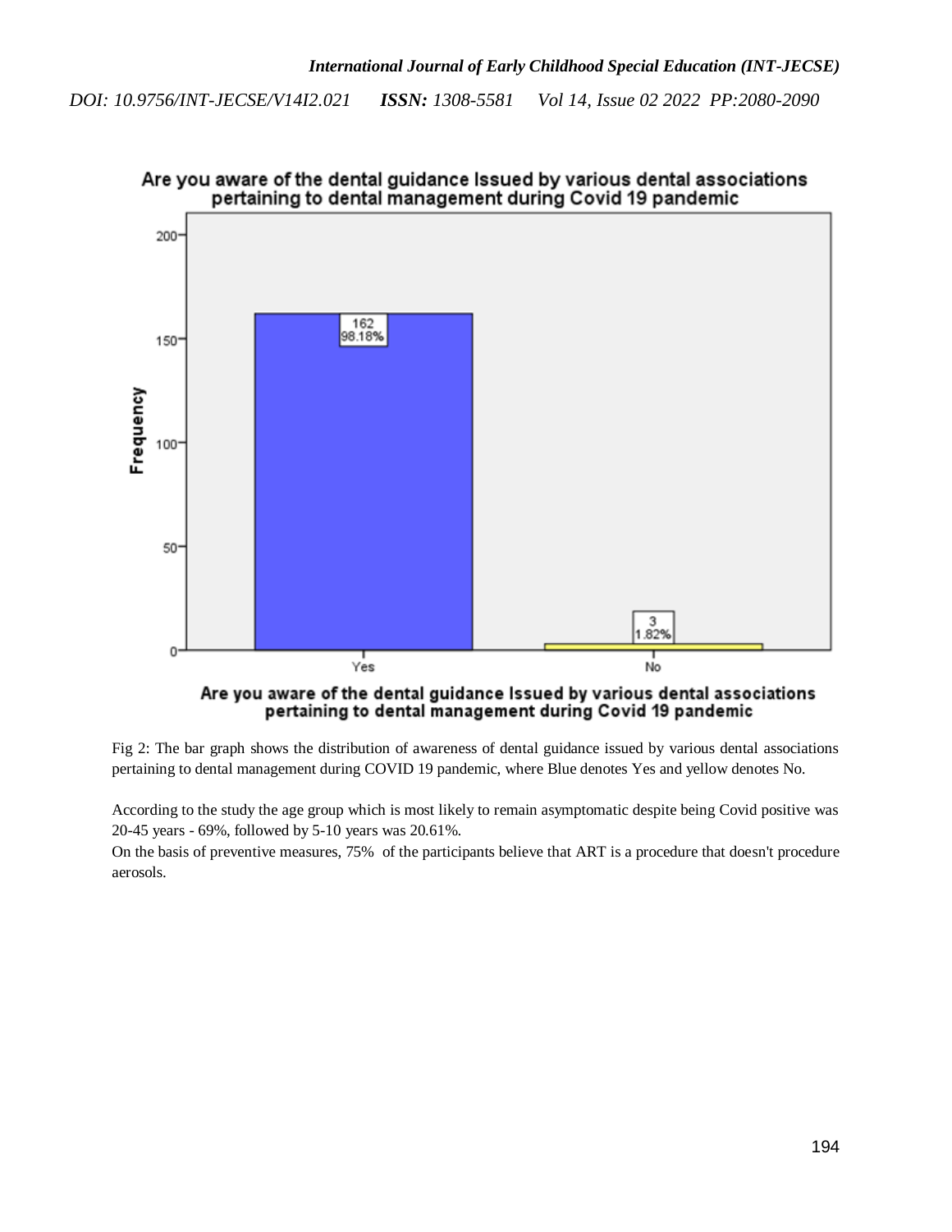Fig 2: The bar graph shows the distribution of awareness of dental guidance issued by various dental associations pertaining to dental management during COVID 19 pandemic, where Blue denotes Yes and yellow denotes No.

According to the study the age group which is most likely to remain asymptomatic despite being Covid positive was 20-45 years - 69%, followed by 5-10 years was 20.61%.

On the basis of preventive measures, 75% of the participants believe that ART is a procedure that doesn't procedure aerosols.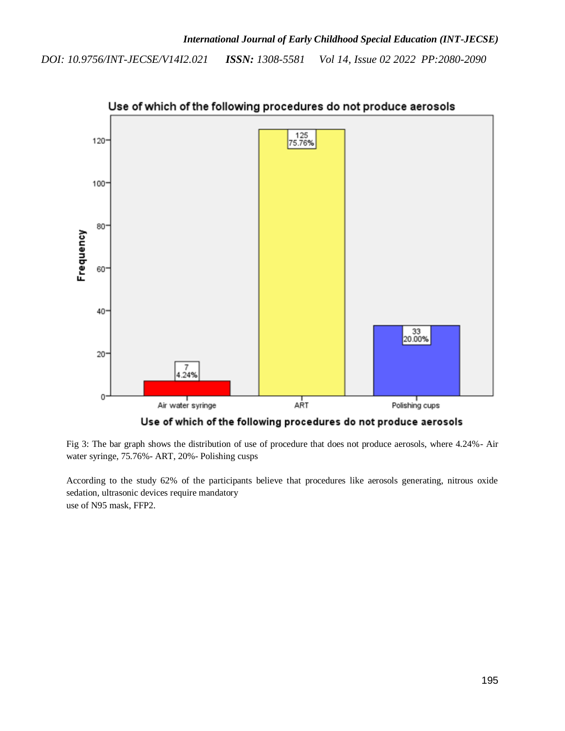Fig 3: The bar graph shows the distribution of use of procedure that does not produce aerosols, where 4.24%- Air water syringe, 75.76%- ART, 20%- Polishing cusps

According to the study 62% of the participants believe that procedures like aerosols generating, nitrous oxide sedation, ultrasonic devices require mandatory
use of N95 mask, FFP2.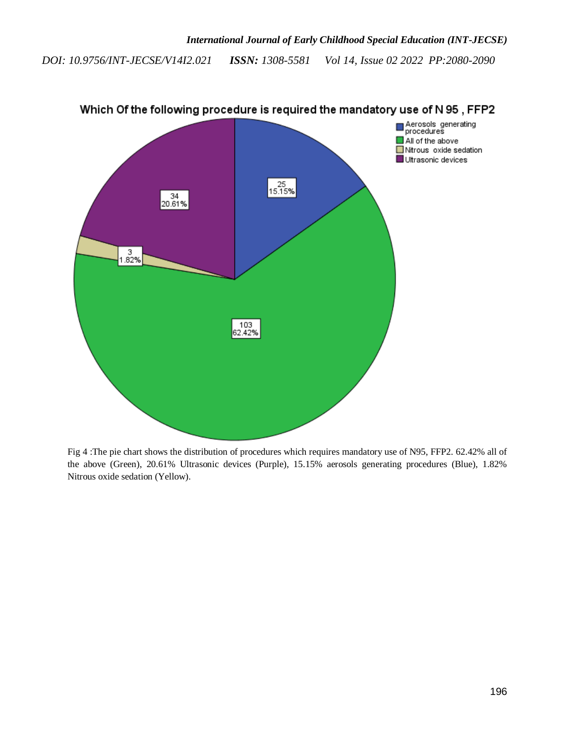Which Of the following procedure is required the mandatory use of N 95 , FFP2

- Aerosols generating procedures
- All of the above
- Nitrous oxide sedation
- Ultrasonic devices

25 15.15%

34 20.61%

3 1.82%

103 62.42%

Fig 4 :The pie chart shows the distribution of procedures which requires mandatory use of N95, FFP2. 62.42% all of the above (Green), 20.61% Ultrasonic devices (Purple), 15.15% aerosols generating procedures (Blue), 1.82% Nitrous oxide sedation (Yellow).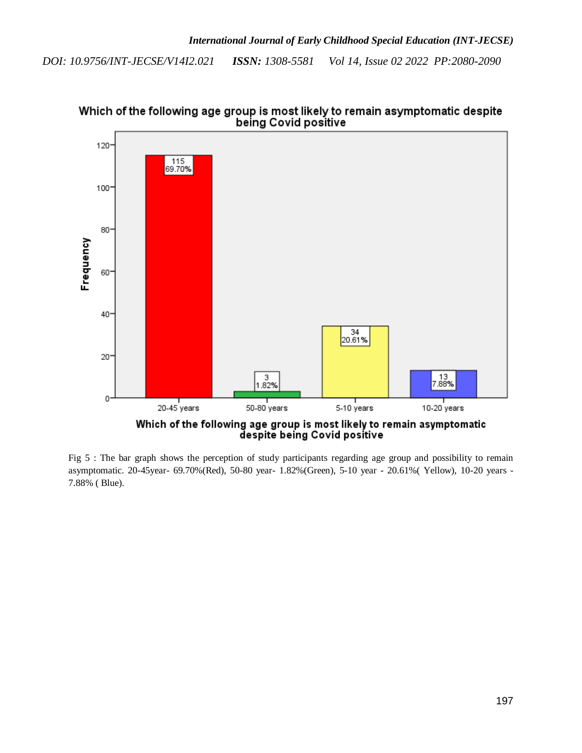Fig 5 : The bar graph shows the perception of study participants regarding age group and possibility to remain asymptomatic. 20-45year- 69.70%(Red), 50-80 year- 1.82%(Green), 5-10 year - 20.61%( Yellow), 10-20 years - 7.88% ( Blue).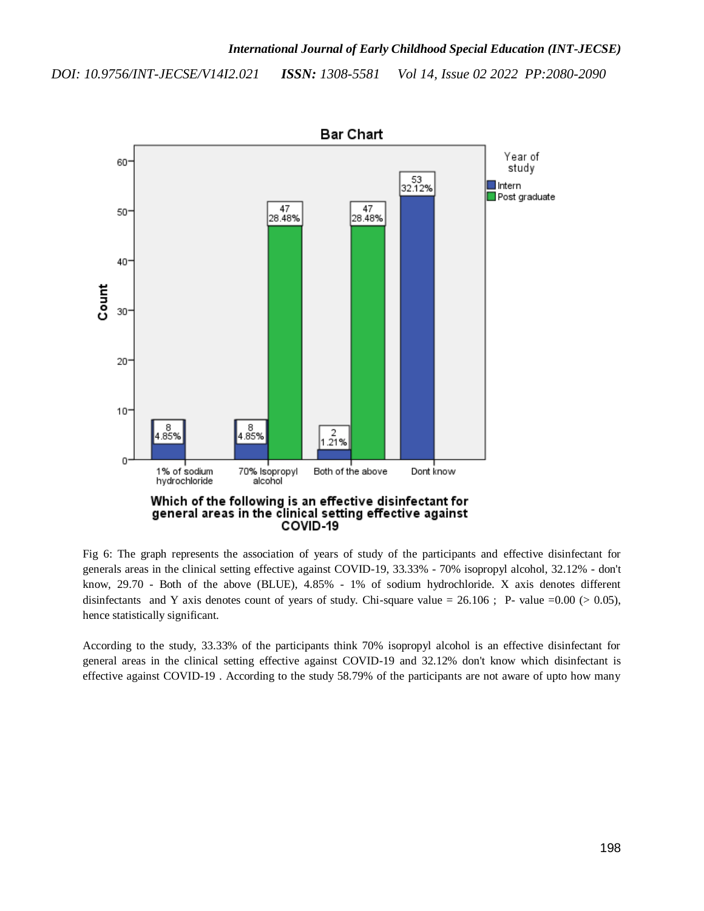Fig 6: The graph represents the association of years of study of the participants and effective disinfectant for generals areas in the clinical setting effective against COVID-19, 33.33% - 70% isopropyl alcohol, 32.12% - don't know, 29.70 - Both of the above (BLUE), 4.85% - 1% of sodium hydrochloride. X axis denotes different disinfectants and Y axis denotes count of years of study. Chi-square value = 26.106 ; P- value =0.00 (> 0.05), hence statistically significant.

According to the study, 33.33% of the participants think 70% isopropyl alcohol is an effective disinfectant for general areas in the clinical setting effective against COVID-19 and 32.12% don't know which disinfectant is effective against COVID-19 . According to the study 58.79% of the participants are not aware of upto how many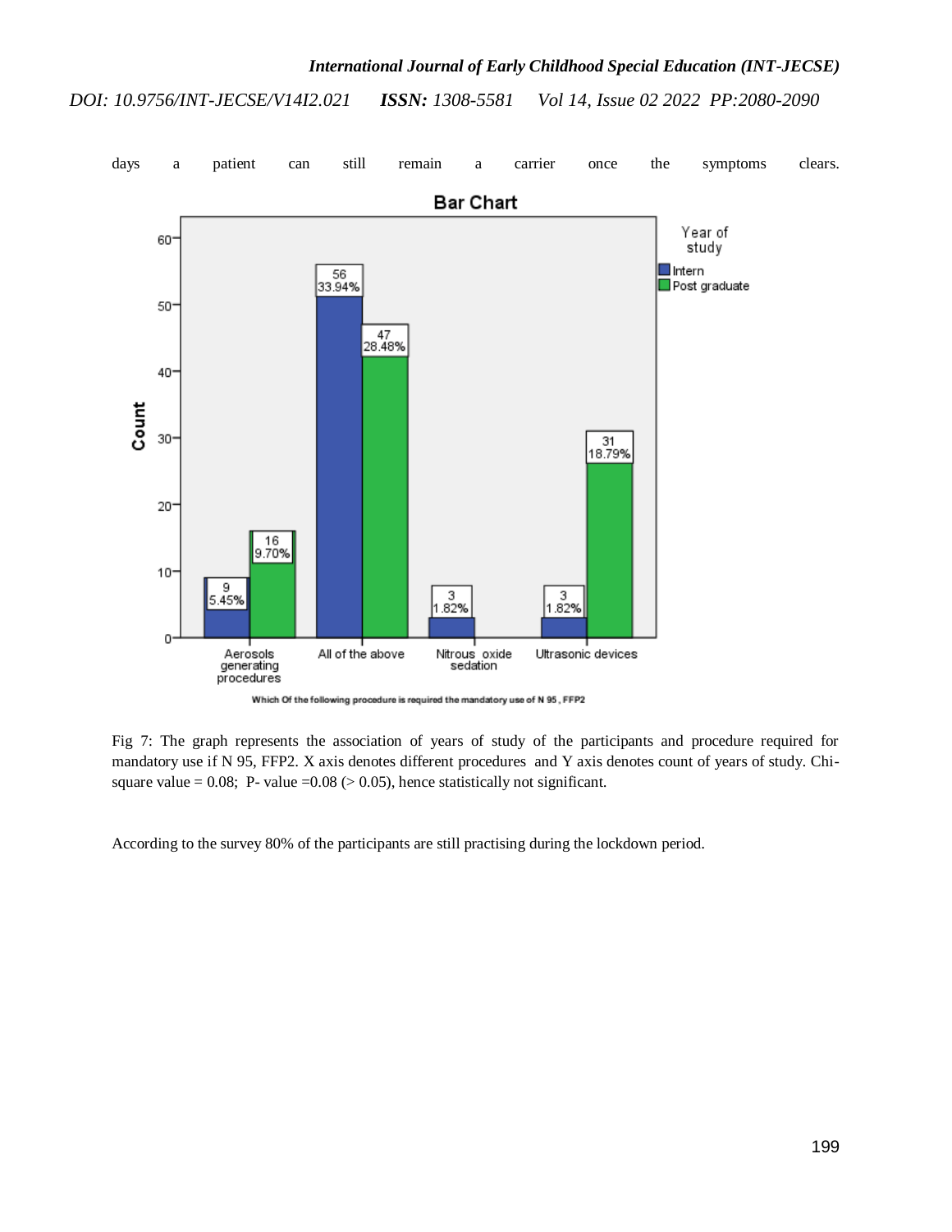days a patient can still remain a carrier once the symptoms clears.

Fig 7: The graph represents the association of years of study of the participants and procedure required for mandatory use if N 95, FFP2. X axis denotes different procedures and Y axis denotes count of years of study. Chi-square value = 0.08; P- value =0.08 (> 0.05), hence statistically not significant.

According to the survey 80% of the participants are still practising during the lockdown period.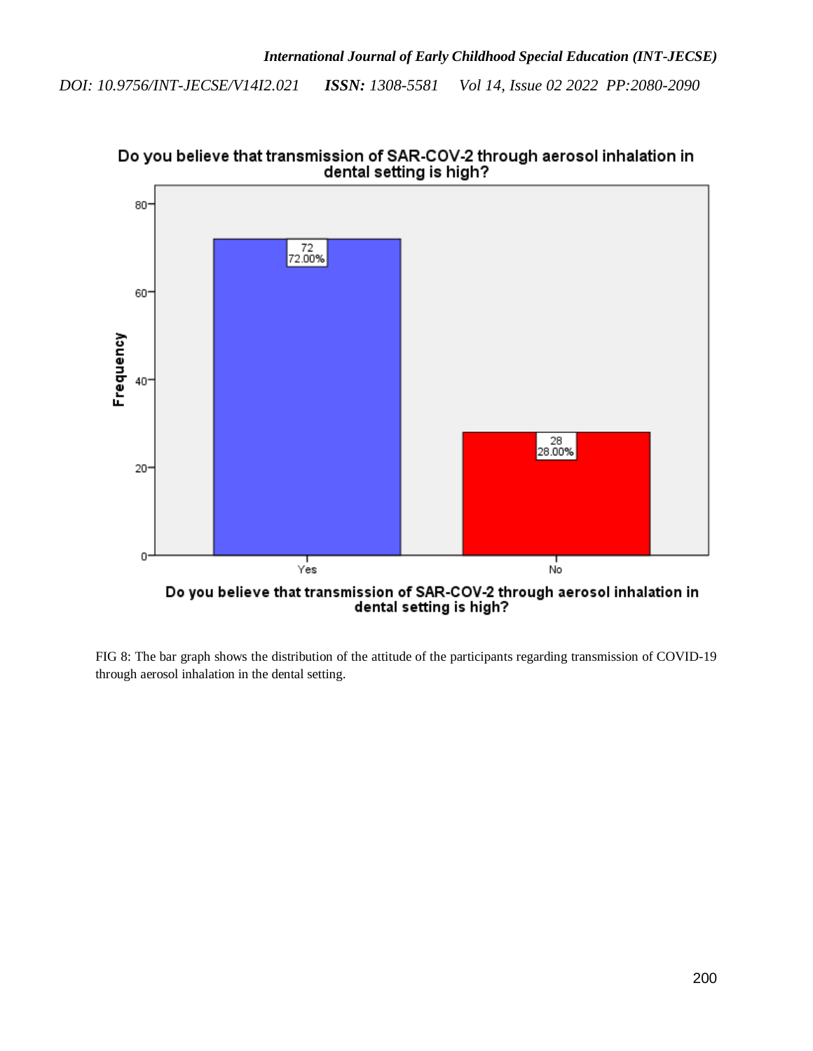FIG 8: The bar graph shows the distribution of the attitude of the participants regarding transmission of COVID-19 through aerosol inhalation in the dental setting.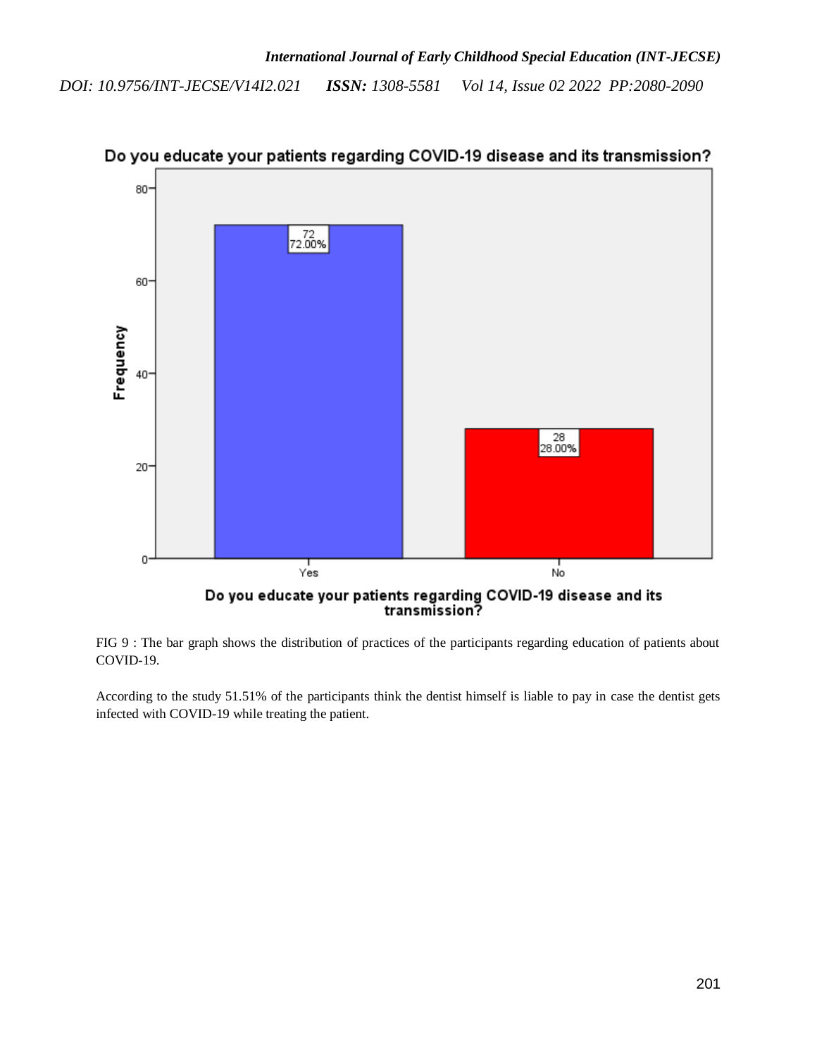FIG 9 : The bar graph shows the distribution of practices of the participants regarding education of patients about COVID-19.

According to the study 51.51% of the participants think the dentist himself is liable to pay in case the dentist gets infected with COVID-19 while treating the patient.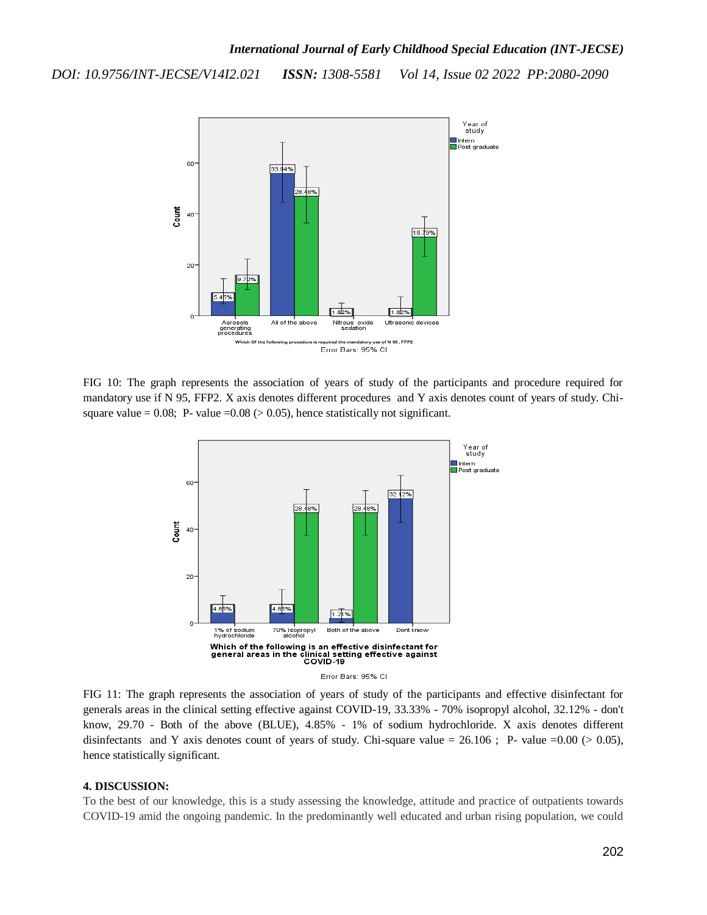FIG 10: The graph represents the association of years of study of the participants and procedure required for mandatory use if N 95, FFP2. X axis denotes different procedures and Y axis denotes count of years of study. Chi-square value = 0.08; P- value =0.08 (> 0.05), hence statistically not significant.

FIG 11: The graph represents the association of years of study of the participants and effective disinfectant for generals areas in the clinical setting effective against COVID-19, 33.33% - 70% isopropyl alcohol, 32.12% - don't know, 29.70 - Both of the above (BLUE), 4.85% - 1% of sodium hydrochloride. X axis denotes different disinfectants and Y axis denotes count of years of study. Chi-square value = 26.106 ; P- value =0.00 (> 0.05), hence statistically significant.

**4. DISCUSSION:**

To the best of our knowledge, this is a study assessing the knowledge, attitude and practice of outpatients towards COVID-19 amid the ongoing pandemic. In the predominantly well educated and urban rising population, we could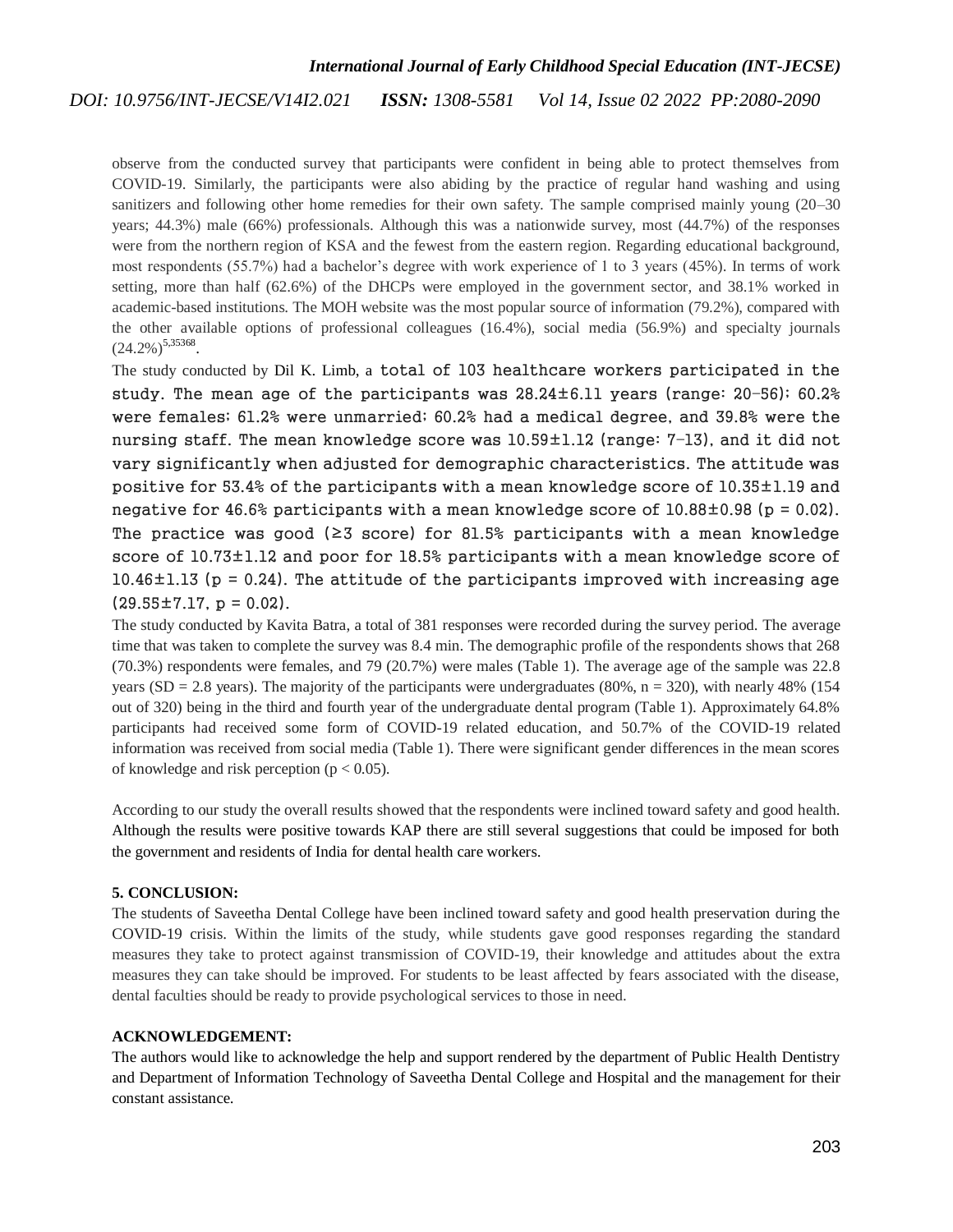observe from the conducted survey that participants were confident in being able to protect themselves from COVID-19. Similarly, the participants were also abiding by the practice of regular hand washing and using sanitizers and following other home remedies for their own safety. The sample comprised mainly young (20–30 years; 44.3%) male (66%) professionals. Although this was a nationwide survey, most (44.7%) of the responses were from the northern region of KSA and the fewest from the eastern region. Regarding educational background, most respondents (55.7%) had a bachelor's degree with work experience of 1 to 3 years (45%). In terms of work setting, more than half (62.6%) of the DHCPs were employed in the government sector, and 38.1% worked in academic-based institutions. The MOH website was the most popular source of information (79.2%), compared with the other available options of professional colleagues (16.4%), social media (56.9%) and specialty journals (24.2%)[5,35368].

The study conducted by Dil K. Limb, a total of 103 healthcare workers participated in the study. The mean age of the participants was 28.24±6.11 years (range: 20–56); 60.2% were females; 61.2% were unmarried; 60.2% had a medical degree, and 39.8% were the nursing staff. The mean knowledge score was 10.59±1.12 (range: 7–13), and it did not vary significantly when adjusted for demographic characteristics. The attitude was positive for 53.4% of the participants with a mean knowledge score of 10.35±1.19 and negative for 46.6% participants with a mean knowledge score of 10.88±0.98 ($p = 0.02$). The practice was good (≥3 score) for 81.5% participants with a mean knowledge score of 10.73±1.12 and poor for 18.5% participants with a mean knowledge score of 10.46±1.13 ($p = 0.24$). The attitude of the participants improved with increasing age (29.55±7.17, $p = 0.02$).

The study conducted by Kavita Batra, a total of 381 responses were recorded during the survey period. The average time that was taken to complete the survey was 8.4 min. The demographic profile of the respondents shows that 268 (70.3%) respondents were females, and 79 (20.7%) were males (Table 1). The average age of the sample was 22.8 years (SD = 2.8 years). The majority of the participants were undergraduates (80%, n = 320), with nearly 48% (154 out of 320) being in the third and fourth year of the undergraduate dental program (Table 1). Approximately 64.8% participants had received some form of COVID-19 related education, and 50.7% of the COVID-19 related information was received from social media (Table 1). There were significant gender differences in the mean scores of knowledge and risk perception ($p < 0.05$).

According to our study the overall results showed that the respondents were inclined toward safety and good health. Although the results were positive towards KAP there are still several suggestions that could be imposed for both the government and residents of India for dental health care workers.

## 5. CONCLUSION:

The students of Saveetha Dental College have been inclined toward safety and good health preservation during the COVID-19 crisis. Within the limits of the study, while students gave good responses regarding the standard measures they take to protect against transmission of COVID-19, their knowledge and attitudes about the extra measures they can take should be improved. For students to be least affected by fears associated with the disease, dental faculties should be ready to provide psychological services to those in need.

## ACKNOWLEDGEMENT:

The authors would like to acknowledge the help and support rendered by the department of Public Health Dentistry and Department of Information Technology of Saveetha Dental College and Hospital and the management for their constant assistance.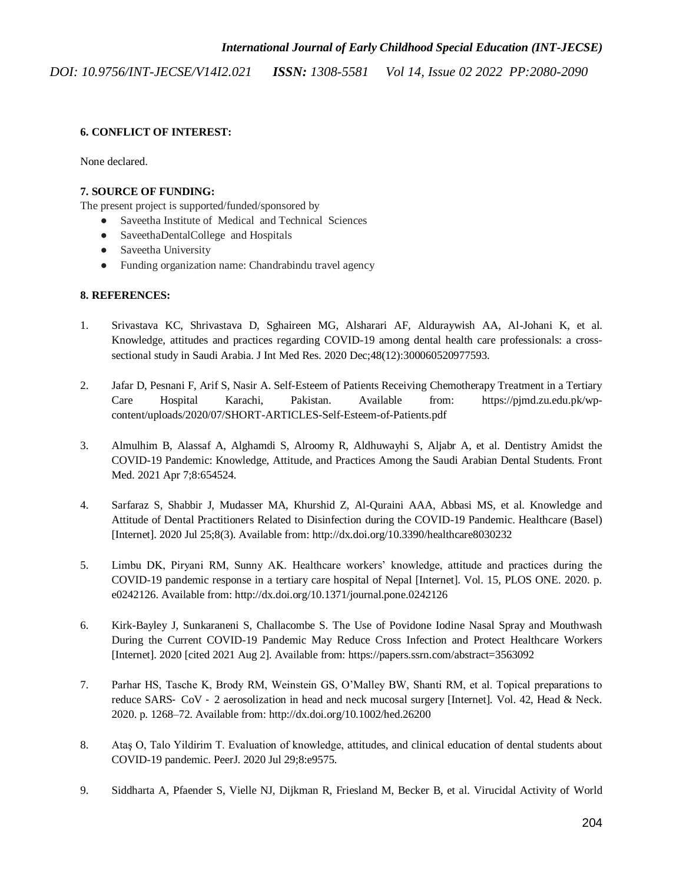### 6. CONFLICT OF INTEREST:

None declared.

### 7. SOURCE OF FUNDING:

The present project is supported/funded/sponsored by

- Saveetha Institute of Medical and Technical Sciences
- SaveethaDentalCollege and Hospitals
- Saveetha University
- Funding organization name: Chandrabindu travel agency

### 8. REFERENCES:

1. Srivastava KC, Shrivastava D, Sghaireen MG, Alsharari AF, Alduraywish AA, Al-Johani K, et al. Knowledge, attitudes and practices regarding COVID-19 among dental health care professionals: a cross-sectional study in Saudi Arabia. J Int Med Res. 2020 Dec;48(12):300060520977593.

2. Jafar D, Pesnani F, Arif S, Nasir A. Self-Esteem of Patients Receiving Chemotherapy Treatment in a Tertiary Care Hospital Karachi, Pakistan. Available from: https://pjmd.zu.edu.pk/wp-content/uploads/2020/07/SHORT-ARTICLES-Self-Esteem-of-Patients.pdf

3. Almulhim B, Alassaf A, Alghamdi S, Alroomy R, Aldhuwayhi S, Aljabr A, et al. Dentistry Amidst the COVID-19 Pandemic: Knowledge, Attitude, and Practices Among the Saudi Arabian Dental Students. Front Med. 2021 Apr 7;8:654524.

4. Sarfaraz S, Shabbir J, Mudasser MA, Khurshid Z, Al-Quraini AAA, Abbasi MS, et al. Knowledge and Attitude of Dental Practitioners Related to Disinfection during the COVID-19 Pandemic. Healthcare (Basel) [Internet]. 2020 Jul 25;8(3). Available from: http://dx.doi.org/10.3390/healthcare8030232

5. Limbu DK, Piryani RM, Sunny AK. Healthcare workers' knowledge, attitude and practices during the COVID-19 pandemic response in a tertiary care hospital of Nepal [Internet]. Vol. 15, PLOS ONE. 2020. p. e0242126. Available from: http://dx.doi.org/10.1371/journal.pone.0242126

6. Kirk-Bayley J, Sunkaraneni S, Challacombe S. The Use of Povidone Iodine Nasal Spray and Mouthwash During the Current COVID-19 Pandemic May Reduce Cross Infection and Protect Healthcare Workers [Internet]. 2020 [cited 2021 Aug 2]. Available from: https://papers.ssrn.com/abstract=3563092

7. Parhar HS, Tasche K, Brody RM, Weinstein GS, O'Malley BW, Shanti RM, et al. Topical preparations to reduce SARS- CoV - 2 aerosolization in head and neck mucosal surgery [Internet]. Vol. 42, Head & Neck. 2020. p. 1268–72. Available from: http://dx.doi.org/10.1002/hed.26200

8. Ataş O, Talo Yildirim T. Evaluation of knowledge, attitudes, and clinical education of dental students about COVID-19 pandemic. PeerJ. 2020 Jul 29;8:e9575.

9. Siddharta A, Pfaender S, Vielle NJ, Dijkman R, Friesland M, Becker B, et al. Virucidal Activity of World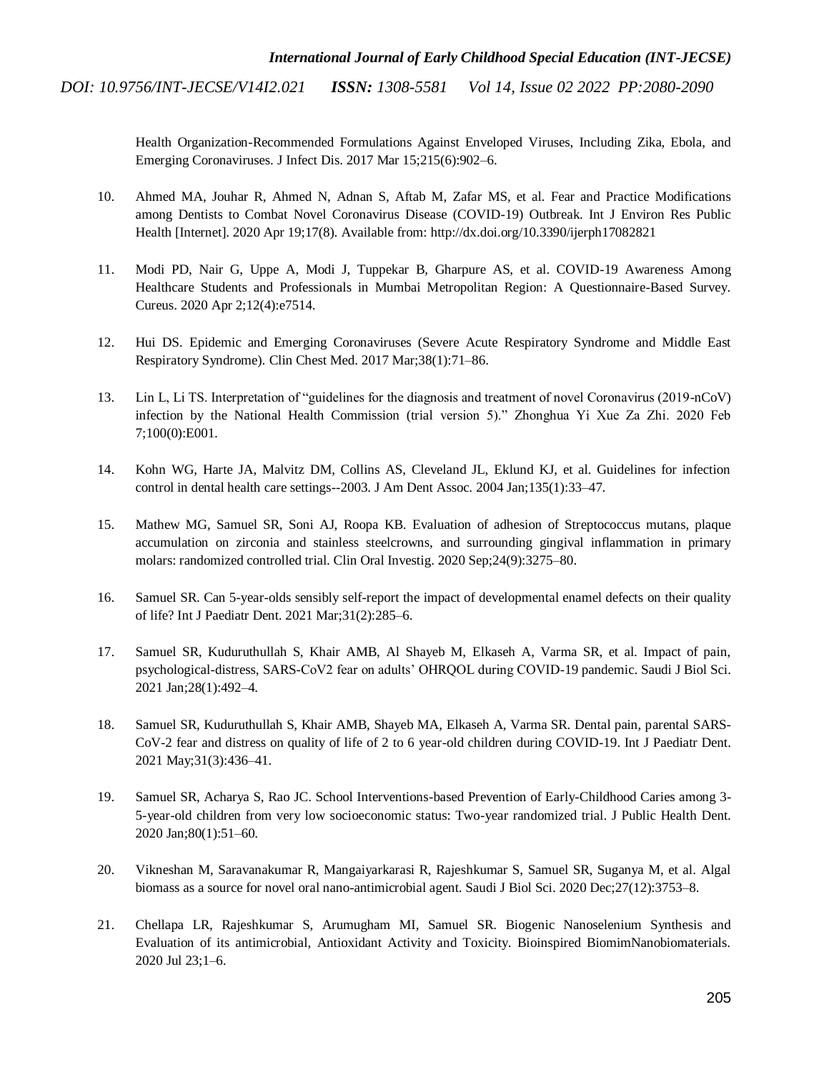Health Organization-Recommended Formulations Against Enveloped Viruses, Including Zika, Ebola, and Emerging Coronaviruses. J Infect Dis. 2017 Mar 15;215(6):902–6.

10. Ahmed MA, Jouhar R, Ahmed N, Adnan S, Aftab M, Zafar MS, et al. Fear and Practice Modifications among Dentists to Combat Novel Coronavirus Disease (COVID-19) Outbreak. Int J Environ Res Public Health [Internet]. 2020 Apr 19;17(8). Available from: http://dx.doi.org/10.3390/ijerph17082821

11. Modi PD, Nair G, Uppe A, Modi J, Tuppekar B, Gharpure AS, et al. COVID-19 Awareness Among Healthcare Students and Professionals in Mumbai Metropolitan Region: A Questionnaire-Based Survey. Cureus. 2020 Apr 2;12(4):e7514.

12. Hui DS. Epidemic and Emerging Coronaviruses (Severe Acute Respiratory Syndrome and Middle East Respiratory Syndrome). Clin Chest Med. 2017 Mar;38(1):71–86.

13. Lin L, Li TS. Interpretation of "guidelines for the diagnosis and treatment of novel Coronavirus (2019-nCoV) infection by the National Health Commission (trial version 5)." Zhonghua Yi Xue Za Zhi. 2020 Feb 7;100(0):E001.

14. Kohn WG, Harte JA, Malvitz DM, Collins AS, Cleveland JL, Eklund KJ, et al. Guidelines for infection control in dental health care settings--2003. J Am Dent Assoc. 2004 Jan;135(1):33–47.

15. Mathew MG, Samuel SR, Soni AJ, Roopa KB. Evaluation of adhesion of Streptococcus mutans, plaque accumulation on zirconia and stainless steelcrowns, and surrounding gingival inflammation in primary molars: randomized controlled trial. Clin Oral Investig. 2020 Sep;24(9):3275–80.

16. Samuel SR. Can 5-year-olds sensibly self-report the impact of developmental enamel defects on their quality of life? Int J Paediatr Dent. 2021 Mar;31(2):285–6.

17. Samuel SR, Kuduruthullah S, Khair AMB, Al Shayeb M, Elkaseh A, Varma SR, et al. Impact of pain, psychological-distress, SARS-CoV2 fear on adults' OHRQOL during COVID-19 pandemic. Saudi J Biol Sci. 2021 Jan;28(1):492–4.

18. Samuel SR, Kuduruthullah S, Khair AMB, Shayeb MA, Elkaseh A, Varma SR. Dental pain, parental SARS-CoV-2 fear and distress on quality of life of 2 to 6 year-old children during COVID-19. Int J Paediatr Dent. 2021 May;31(3):436–41.

19. Samuel SR, Acharya S, Rao JC. School Interventions-based Prevention of Early-Childhood Caries among 3-5-year-old children from very low socioeconomic status: Two-year randomized trial. J Public Health Dent. 2020 Jan;80(1):51–60.

20. Vikneshan M, Saravanakumar R, Mangaiyarkarasi R, Rajeshkumar S, Samuel SR, Suganya M, et al. Algal biomass as a source for novel oral nano-antimicrobial agent. Saudi J Biol Sci. 2020 Dec;27(12):3753–8.

21. Chellapa LR, Rajeshkumar S, Arumugham MI, Samuel SR. Biogenic Nanoselenium Synthesis and Evaluation of its antimicrobial, Antioxidant Activity and Toxicity. Bioinspired BiomimNanobiomaterials. 2020 Jul 23;1–6.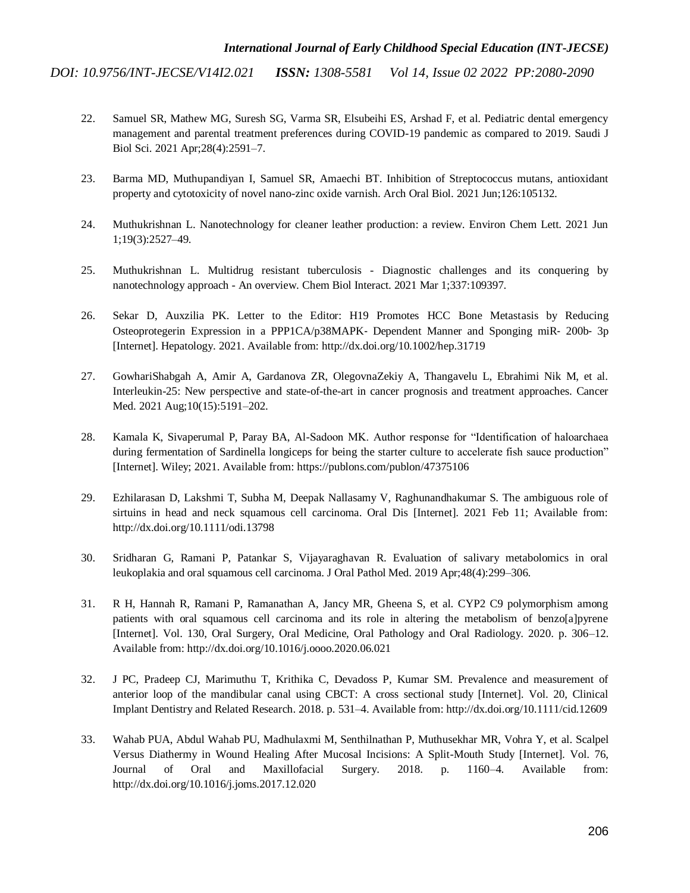22. Samuel SR, Mathew MG, Suresh SG, Varma SR, Elsubeihi ES, Arshad F, et al. Pediatric dental emergency management and parental treatment preferences during COVID-19 pandemic as compared to 2019. Saudi J Biol Sci. 2021 Apr;28(4):2591–7.

23. Barma MD, Muthupandiyan I, Samuel SR, Amaechi BT. Inhibition of Streptococcus mutans, antioxidant property and cytotoxicity of novel nano-zinc oxide varnish. Arch Oral Biol. 2021 Jun;126:105132.

24. Muthukrishnan L. Nanotechnology for cleaner leather production: a review. Environ Chem Lett. 2021 Jun 1;19(3):2527–49.

25. Muthukrishnan L. Multidrug resistant tuberculosis - Diagnostic challenges and its conquering by nanotechnology approach - An overview. Chem Biol Interact. 2021 Mar 1;337:109397.

26. Sekar D, Auxzilia PK. Letter to the Editor: H19 Promotes HCC Bone Metastasis by Reducing Osteoprotegerin Expression in a PPP1CA/p38MAPK- Dependent Manner and Sponging miR- 200b- 3p [Internet]. Hepatology. 2021. Available from: http://dx.doi.org/10.1002/hep.31719

27. GowhariShabgah A, Amir A, Gardanova ZR, OlegovnaZekiy A, Thangavelu L, Ebrahimi Nik M, et al. Interleukin-25: New perspective and state-of-the-art in cancer prognosis and treatment approaches. Cancer Med. 2021 Aug;10(15):5191–202.

28. Kamala K, Sivaperumal P, Paray BA, Al-Sadoon MK. Author response for "Identification of haloarchaea during fermentation of Sardinella longiceps for being the starter culture to accelerate fish sauce production" [Internet]. Wiley; 2021. Available from: https://publons.com/publon/47375106

29. Ezhilarasan D, Lakshmi T, Subha M, Deepak Nallasamy V, Raghunandhakumar S. The ambiguous role of sirtuins in head and neck squamous cell carcinoma. Oral Dis [Internet]. 2021 Feb 11; Available from: http://dx.doi.org/10.1111/odi.13798

30. Sridharan G, Ramani P, Patankar S, Vijayaraghavan R. Evaluation of salivary metabolomics in oral leukoplakia and oral squamous cell carcinoma. J Oral Pathol Med. 2019 Apr;48(4):299–306.

31. R H, Hannah R, Ramani P, Ramanathan A, Jancy MR, Gheena S, et al. CYP2 C9 polymorphism among patients with oral squamous cell carcinoma and its role in altering the metabolism of benzo[a]pyrene [Internet]. Vol. 130, Oral Surgery, Oral Medicine, Oral Pathology and Oral Radiology. 2020. p. 306–12. Available from: http://dx.doi.org/10.1016/j.oooo.2020.06.021

32. J PC, Pradeep CJ, Marimuthu T, Krithika C, Devadoss P, Kumar SM. Prevalence and measurement of anterior loop of the mandibular canal using CBCT: A cross sectional study [Internet]. Vol. 20, Clinical Implant Dentistry and Related Research. 2018. p. 531–4. Available from: http://dx.doi.org/10.1111/cid.12609

33. Wahab PUA, Abdul Wahab PU, Madhulaxmi M, Senthilnathan P, Muthusekhar MR, Vohra Y, et al. Scalpel Versus Diathermy in Wound Healing After Mucosal Incisions: A Split-Mouth Study [Internet]. Vol. 76, Journal of Oral and Maxillofacial Surgery. 2018. p. 1160–4. Available from: http://dx.doi.org/10.1016/j.joms.2017.12.020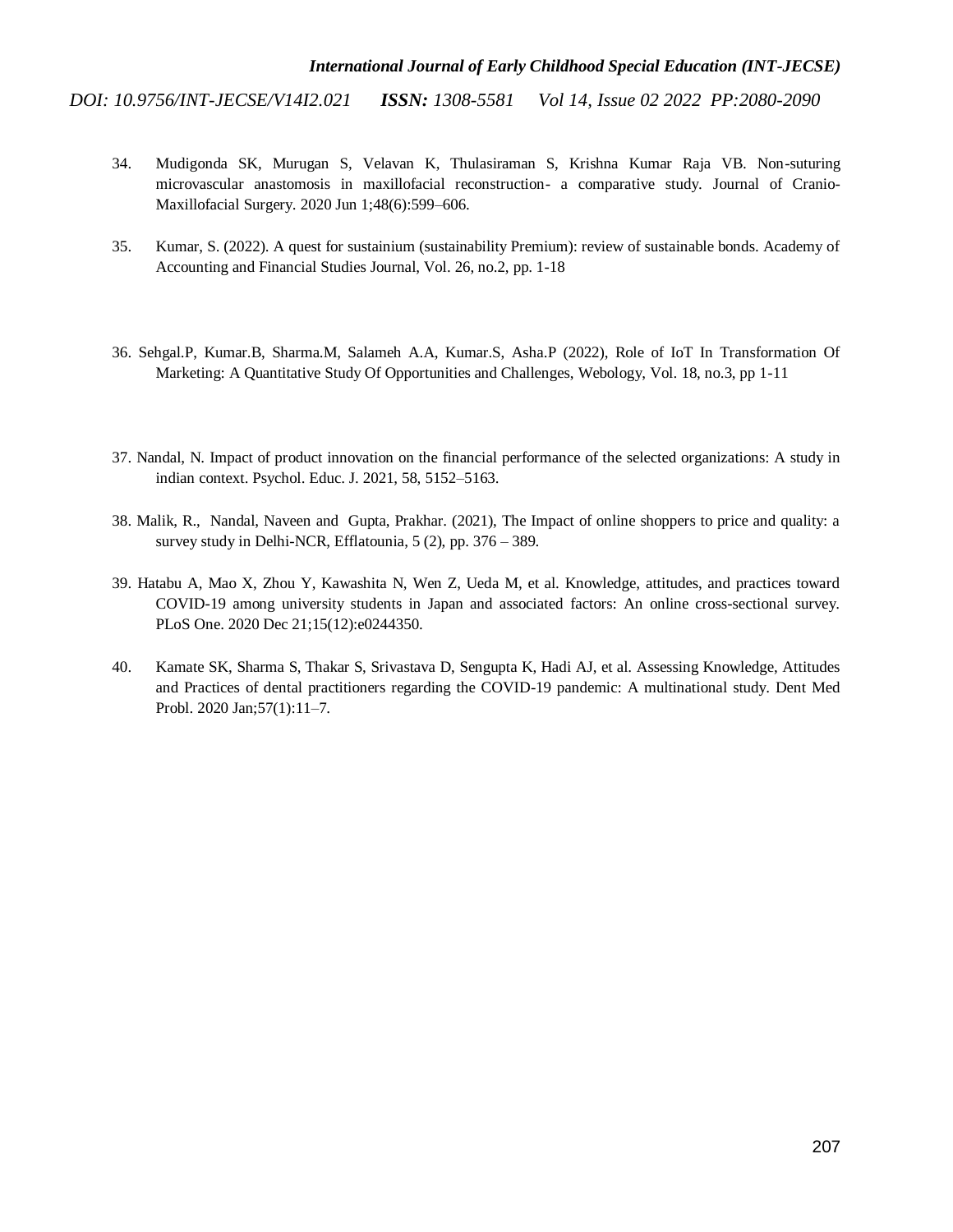34. Mudigonda SK, Murugan S, Velavan K, Thulasiraman S, Krishna Kumar Raja VB. Non-suturing microvascular anastomosis in maxillofacial reconstruction- a comparative study. Journal of Cranio-Maxillofacial Surgery. 2020 Jun 1;48(6):599–606.

35. Kumar, S. (2022). A quest for sustainium (sustainability Premium): review of sustainable bonds. Academy of Accounting and Financial Studies Journal, Vol. 26, no.2, pp. 1-18

36. Sehgal.P, Kumar.B, Sharma.M, Salameh A.A, Kumar.S, Asha.P (2022), Role of IoT In Transformation Of Marketing: A Quantitative Study Of Opportunities and Challenges, Webology, Vol. 18, no.3, pp 1-11

37. Nandal, N. Impact of product innovation on the financial performance of the selected organizations: A study in indian context. Psychol. Educ. J. 2021, 58, 5152–5163.

38. Malik, R., Nandal, Naveen and Gupta, Prakhar. (2021), The Impact of online shoppers to price and quality: a survey study in Delhi-NCR, Efflatounia, 5 (2), pp. 376 – 389.

39. Hatabu A, Mao X, Zhou Y, Kawashita N, Wen Z, Ueda M, et al. Knowledge, attitudes, and practices toward COVID-19 among university students in Japan and associated factors: An online cross-sectional survey. PLoS One. 2020 Dec 21;15(12):e0244350.

40. Kamate SK, Sharma S, Thakar S, Srivastava D, Sengupta K, Hadi AJ, et al. Assessing Knowledge, Attitudes and Practices of dental practitioners regarding the COVID-19 pandemic: A multinational study. Dent Med Probl. 2020 Jan;57(1):11–7.